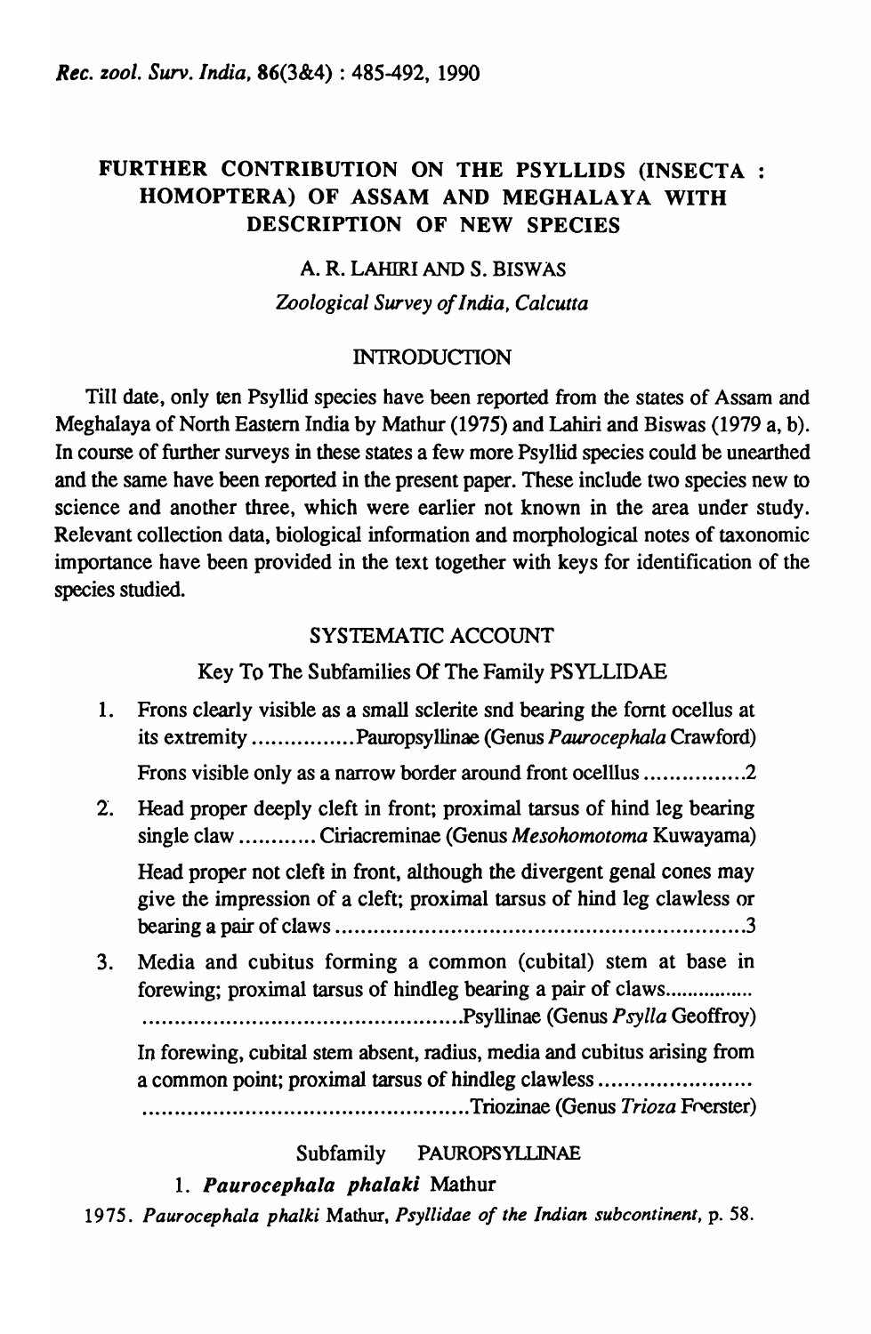# FURTHER CONTRIBUTION ON THE PSYLLIDS (INSECTA : HOMOPTERA) OF ASSAM AND MEGHALAYA WITH DESCRIPTION OF NEW SPECIES

A. R. LAHIRI AND S. BISWAS

*Zoological Survey of India, Calcutta*

## INTRODUCTION

Till date, only ten Psyllid species have been reported from the states of Assam and Meghalaya of North Eastern India by Mathur (1975) and Lahiri and Biswas (1979 a, b). In course of further surveys in these states a few more Psyllid species could be unearthed and the same have been reported in the present paper. These include two species new to science and another three, which were earlier not known in the area under study. Relevant collection data, biological information and morphological notes of taxonomic importance have been provided in the text together with keys for identification of the species studied.

## SYSTEMATIC ACCOUNT

### Key To The Subfamilies Of The Family PSYLLIDAE

1. Frons clearly visible as a small sclerite snd bearing the fornt ocellus at its extremity ................Pauropsyllinae (Genus *Paurocephala* Crawford)

   Frons visible only as a narrow border around front ocelllus ................2

2. Head proper deeply cleft in front; proximal tarsus of hind leg bearing single claw ............ Ciriacreminae (Genus *Mesohomotoma* Kuwayama)

   Head proper not cleft in front, although the divergent genal cones may give the impression of a cleft; proximal tarsus of hind leg clawless or bearing a pair of claws ................................................................3

3. Media and cubitus forming a common (cubital) stem at base in forewing; proximal tarsus of hindleg bearing a pair of claws................ ..................................................Psyllinae (Genus *Psylla* Geoffroy)

   In forewing, cubital stem absent, radius, media and cubitus arising from a common point; proximal tarsus of hindleg clawless ........................ ..................................................Triozinae (Genus *Trioza* Foerster)

### Subfamily PAUROPSYLLINAE

#### 1. *Paurocephala phalaki* Mathur

1975. *Paurocephala phalki* Mathur, *Psyllidae of the Indian subcontinent*, p. 58.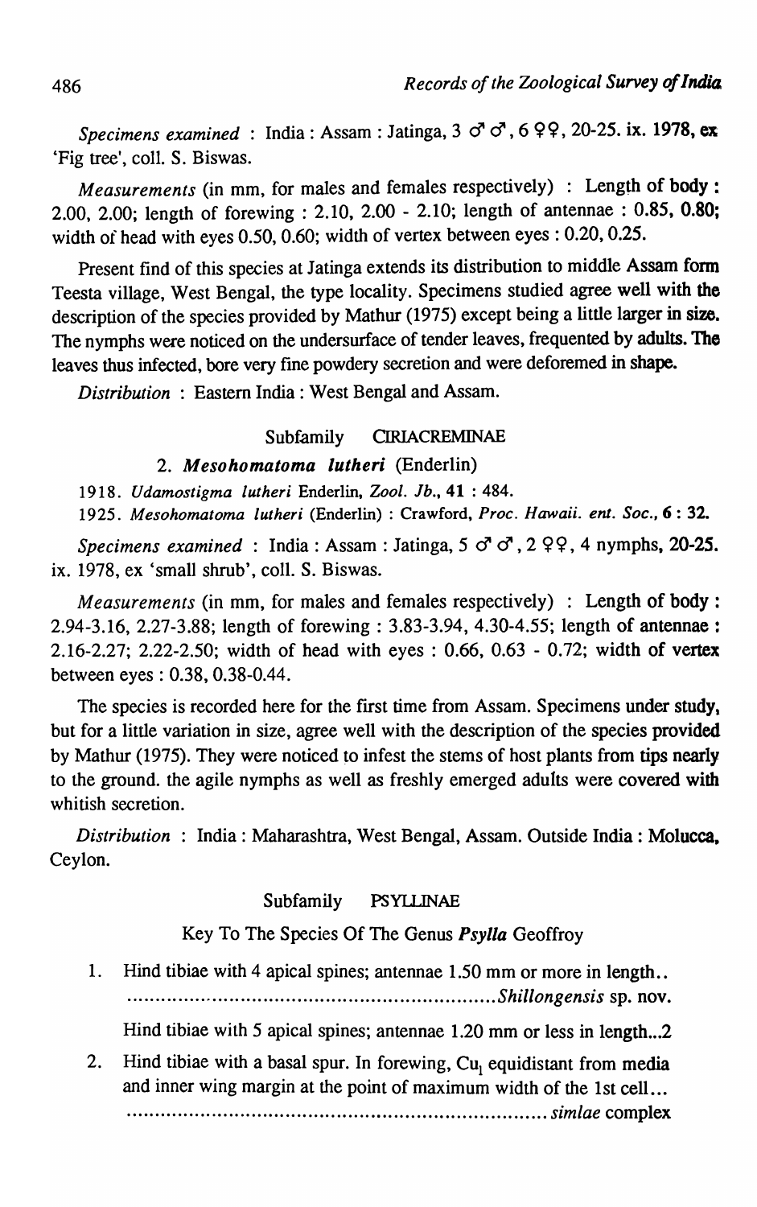*Specimens examined* : India : Assam : Jatinga, 3 ♂♂, 6 ♀♀, 20-25. ix. 1978, ex 'Fig tree', coll. S. Biswas.

*Measurements* (in mm, for males and females respectively) : Length of body : 2.00, 2.00; length of forewing : 2.10, 2.00 - 2.10; length of antennae : 0.85, 0.80; width of head with eyes 0.50, 0.60; width of vertex between eyes : 0.20, 0.25.

Present find of this species at Jatinga extends its distribution to middle Assam form Teesta village, West Bengal, the type locality. Specimens studied agree well with the description of the species provided by Mathur (1975) except being a little larger in size. The nymphs were noticed on the undersurface of tender leaves, frequented by adults. The leaves thus infected, bore very fine powdery secretion and were deforemed in shape.

*Distribution* : Eastern India : West Bengal and Assam.

### Subfamily CIRIACREMINAE

#### 2. *Mesohomatoma lutheri* (Enderlin)

1918. *Udamostigma lutheri* Enderlin, *Zool. Jb.*, **41** : 484.

1925. *Mesohomatoma lutheri* (Enderlin) : Crawford, *Proc. Hawaii. ent. Soc.*, **6** : 32.

*Specimens examined* : India : Assam : Jatinga, 5 ♂♂, 2 ♀♀, 4 nymphs, 20-25. ix. 1978, ex 'small shrub', coll. S. Biswas.

*Measurements* (in mm, for males and females respectively) : Length of body : 2.94-3.16, 2.27-3.88; length of forewing : 3.83-3.94, 4.30-4.55; length of antennae : 2.16-2.27; 2.22-2.50; width of head with eyes : 0.66, 0.63 - 0.72; width of vertex between eyes : 0.38, 0.38-0.44.

The species is recorded here for the first time from Assam. Specimens under study, but for a little variation in size, agree well with the description of the species provided by Mathur (1975). They were noticed to infest the stems of host plants from tips nearly to the ground. the agile nymphs as well as freshly emerged adults were covered with whitish secretion.

*Distribution* : India : Maharashtra, West Bengal, Assam. Outside India : Molucca, Ceylon.

### Subfamily PSYLLINAE

#### Key To The Species Of The Genus *Psylla* Geoffroy

1. Hind tibiae with 4 apical spines; antennae 1.50 mm or more in length.. .................................................................*Shillongensis* sp. nov.

   Hind tibiae with 5 apical spines; antennae 1.20 mm or less in length...2

2. Hind tibiae with a basal spur. In forewing, $Cu_1$ equidistant from media and inner wing margin at the point of maximum width of the 1st cell... ........................................................................ *simlae* complex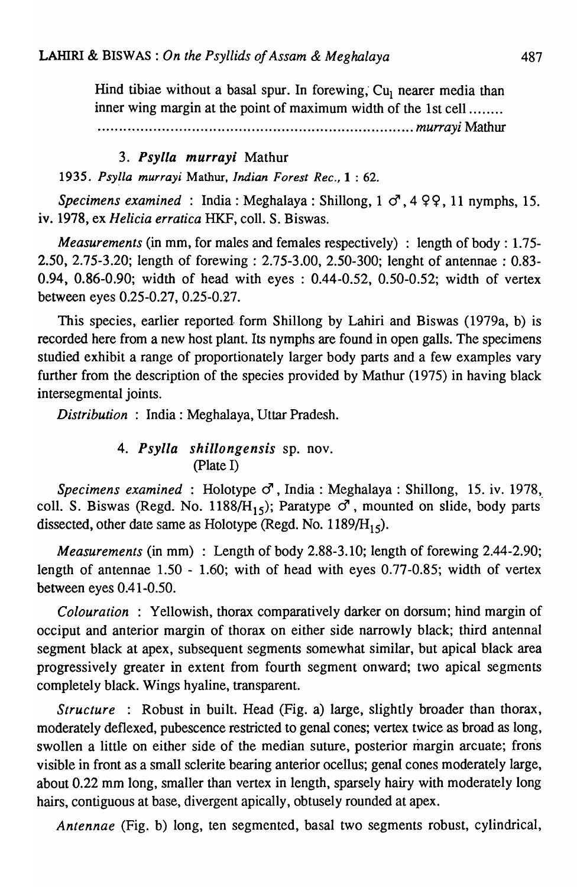Hind tibiae without a basal spur. In forewing, $Cu_1$ nearer media than inner wing margin at the point of maximum width of the 1st cell ........ .......................................................................... *murrayi* Mathur

### 3. *Psylla murrayi* Mathur

1935. *Psylla murrayi* Mathur, *Indian Forest Rec.*, 1 : 62.

*Specimens examined* : India : Meghalaya : Shillong, 1 ♂, 4 ♀♀, 11 nymphs, 15. iv. 1978, ex *Helicia erratica* HKF, coll. S. Biswas.

*Measurements* (in mm, for males and females respectively) : length of body : 1.75-2.50, 2.75-3.20; length of forewing : 2.75-3.00, 2.50-300; lenght of antennae : 0.83-0.94, 0.86-0.90; width of head with eyes : 0.44-0.52, 0.50-0.52; width of vertex between eyes 0.25-0.27, 0.25-0.27.

This species, earlier reported form Shillong by Lahiri and Biswas (1979a, b) is recorded here from a new host plant. Its nymphs are found in open galls. The specimens studied exhibit a range of proportionately larger body parts and a few examples vary further from the description of the species provided by Mathur (1975) in having black intersegmental joints.

*Distribution* : India : Meghalaya, Uttar Pradesh.

### 4. *Psylla shillongensis* sp. nov.
(Plate I)

*Specimens examined* : Holotype ♂, India : Meghalaya : Shillong, 15. iv. 1978, coll. S. Biswas (Regd. No. 1188/$H_{15}$); Paratype ♂, mounted on slide, body parts dissected, other date same as Holotype (Regd. No. 1189/$H_{15}$).

*Measurements* (in mm) : Length of body 2.88-3.10; length of forewing 2.44-2.90; length of antennae 1.50 - 1.60; with of head with eyes 0.77-0.85; width of vertex between eyes 0.41-0.50.

*Colouration* : Yellowish, thorax comparatively darker on dorsum; hind margin of occiput and anterior margin of thorax on either side narrowly black; third antennal segment black at apex, subsequent segments somewhat similar, but apical black area progressively greater in extent from fourth segment onward; two apical segments completely black. Wings hyaline, transparent.

*Structure* : Robust in built. Head (Fig. a) large, slightly broader than thorax, moderately deflexed, pubescence restricted to genal cones; vertex twice as broad as long, swollen a little on either side of the median suture, posterior margin arcuate; frons visible in front as a small sclerite bearing anterior ocellus; genal cones moderately large, about 0.22 mm long, smaller than vertex in length, sparsely hairy with moderately long hairs, contiguous at base, divergent apically, obtusely rounded at apex.

*Antennae* (Fig. b) long, ten segmented, basal two segments robust, cylindrical,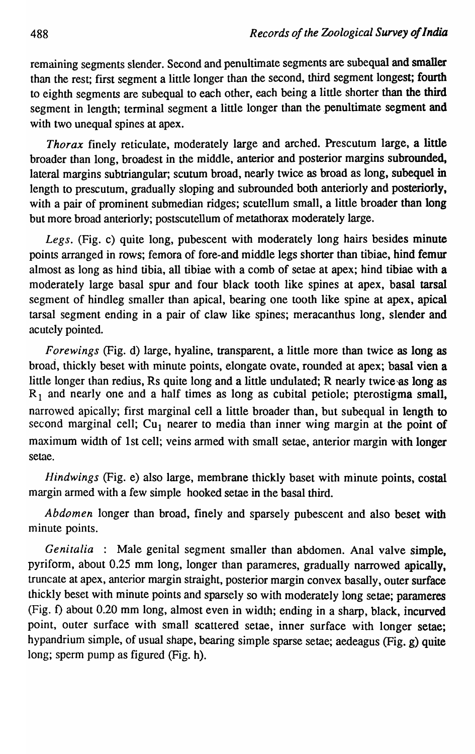remaining segments slender. Second and penultimate segments are subequal and smaller than the rest; first segment a little longer than the second, third segment longest; fourth to eighth segments are subequal to each other, each being a little shorter than the third segment in length; terminal segment a little longer than the penultimate segment and with two unequal spines at apex.

*Thorax* finely reticulate, moderately large and arched. Prescutum large, a little broader than long, broadest in the middle, anterior and posterior margins subrounded, lateral margins subtriangular; scutum broad, nearly twice as broad as long, subequel in length to prescutum, gradually sloping and subrounded both anteriorly and posteriorly, with a pair of prominent submedian ridges; scutellum small, a little broader than long but more broad anteriorly; postscutellum of metathorax moderately large.

*Legs.* (Fig. c) quite long, pubescent with moderately long hairs besides minute points arranged in rows; femora of fore-and middle legs shorter than tibiae, hind femur almost as long as hind tibia, all tibiae with a comb of setae at apex; hind tibiae with a moderately large basal spur and four black tooth like spines at apex, basal tarsal segment of hindleg smaller than apical, bearing one tooth like spine at apex, apical tarsal segment ending in a pair of claw like spines; meracanthus long, slender and acutely pointed.

*Forewings* (Fig. d) large, hyaline, transparent, a little more than twice as long as broad, thickly beset with minute points, elongate ovate, rounded at apex; basal vien a little longer than redius, Rs quite long and a little undulated; R nearly twice as long as $R_1$ and nearly one and a half times as long as cubital petiole; pterostigma small, narrowed apically; first marginal cell a little broader than, but subequal in length to second marginal cell; $Cu_1$ nearer to media than inner wing margin at the point of maximum width of 1st cell; veins armed with small setae, anterior margin with longer setae.

*Hindwings* (Fig. e) also large, membrane thickly baset with minute points, costal margin armed with a few simple hooked setae in the basal third.

*Abdomen* longer than broad, finely and sparsely pubescent and also beset with minute points.

*Genitalia* : Male genital segment smaller than abdomen. Anal valve simple, pyriform, about 0.25 mm long, longer than parameres, gradually narrowed apically, truncate at apex, anterior margin straight, posterior margin convex basally, outer surface thickly beset with minute points and sparsely so with moderately long setae; parameres (Fig. f) about 0.20 mm long, almost even in width; ending in a sharp, black, incurved point, outer surface with small scattered setae, inner surface with longer setae; hypandrium simple, of usual shape, bearing simple sparse setae; aedeagus (Fig. g) quite long; sperm pump as figured (Fig. h).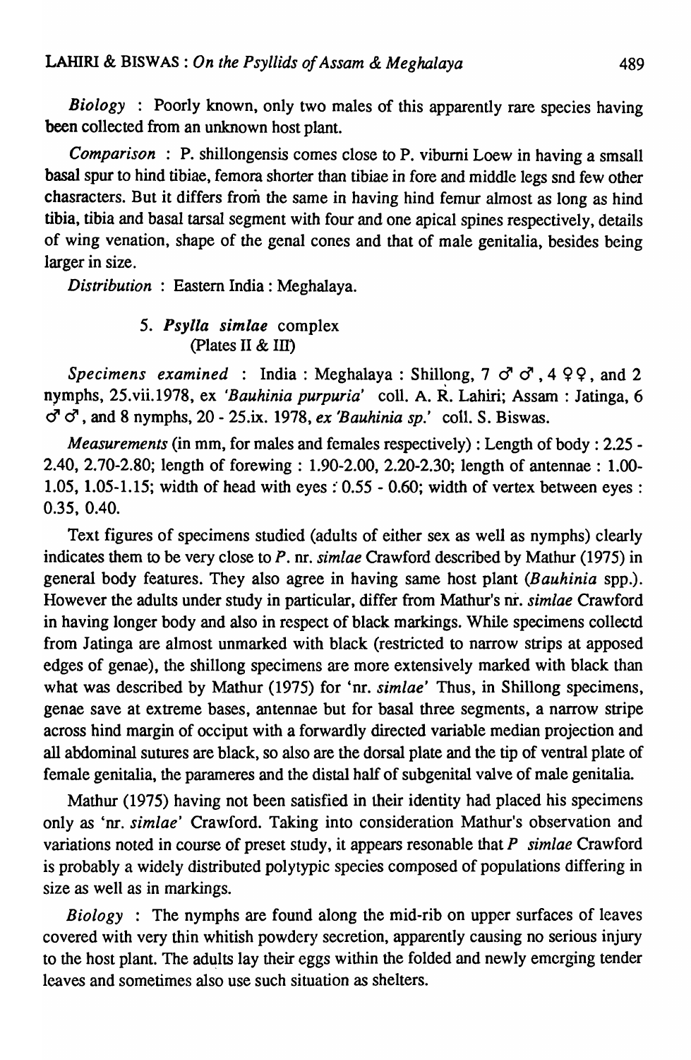*Biology* : Poorly known, only two males of this apparently rare species having been collected from an unknown host plant.

*Comparison* : P. shillongensis comes close to P. viburni Loew in having a smsall basal spur to hind tibiae, femora shorter than tibiae in fore and middle legs snd few other chasracters. But it differs from the same in having hind femur almost as long as hind tibia, tibia and basal tarsal segment with four and one apical spines respectively, details of wing venation, shape of the genal cones and that of male genitalia, besides being larger in size.

*Distribution* : Eastern India : Meghalaya.

### 5. *Psylla simlae* complex
(Plates II & III)

*Specimens examined* : India : Meghalaya : Shillong, 7 ♂♂, 4 ♀♀, and 2 nymphs, 25.vii.1978, ex *'Bauhinia purpuria'* coll. A. R. Lahiri; Assam : Jatinga, 6 ♂♂, and 8 nymphs, 20 - 25.ix. 1978, *ex 'Bauhinia sp.'* coll. S. Biswas.

*Measurements* (in mm, for males and females respectively) : Length of body : 2.25 - 2.40, 2.70-2.80; length of forewing : 1.90-2.00, 2.20-2.30; length of antennae : 1.00-1.05, 1.05-1.15; width of head with eyes : 0.55 - 0.60; width of vertex between eyes : 0.35, 0.40.

Text figures of specimens studied (adults of either sex as well as nymphs) clearly indicates them to be very close to *P.* nr. *simlae* Crawford described by Mathur (1975) in general body features. They also agree in having same host plant (*Bauhinia* spp.). However the adults under study in particular, differ from Mathur's nr. *simlae* Crawford in having longer body and also in respect of black markings. While specimens collectd from Jatinga are almost unmarked with black (restricted to narrow strips at apposed edges of genae), the shillong specimens are more extensively marked with black than what was described by Mathur (1975) for 'nr. *simlae*' Thus, in Shillong specimens, genae save at extreme bases, antennae but for basal three segments, a narrow stripe across hind margin of occiput with a forwardly directed variable median projection and all abdominal sutures are black, so also are the dorsal plate and the tip of ventral plate of female genitalia, the parameres and the distal half of subgenital valve of male genitalia.

Mathur (1975) having not been satisfied in their identity had placed his specimens only as 'nr. *simlae*' Crawford. Taking into consideration Mathur's observation and variations noted in course of preset study, it appears resonable that *P simlae* Crawford is probably a widely distributed polytypic species composed of populations differing in size as well as in markings.

*Biology* : The nymphs are found along the mid-rib on upper surfaces of leaves covered with very thin whitish powdery secretion, apparently causing no serious injury to the host plant. The adults lay their eggs within the folded and newly emerging tender leaves and sometimes also use such situation as shelters.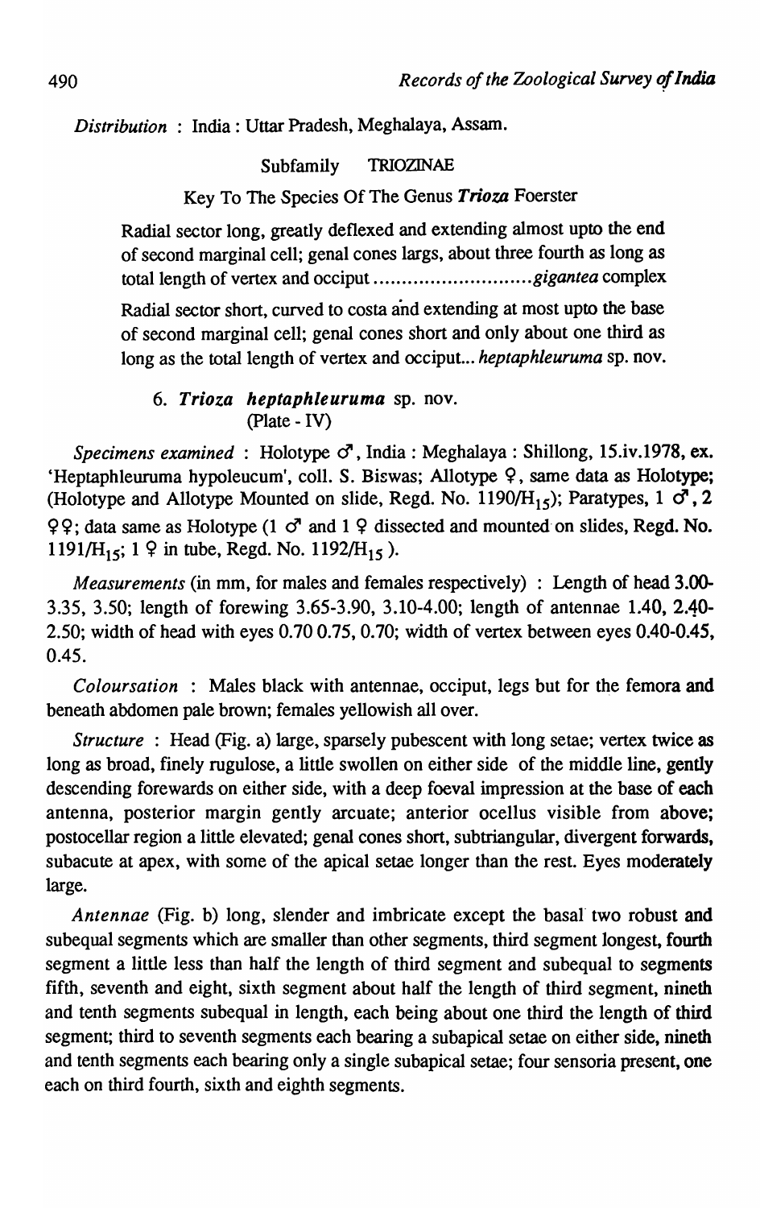*Distribution* : India : Uttar Pradesh, Meghalaya, Assam.

## Subfamily TRIOZINAE

### Key To The Species Of The Genus *Trioza* Foerster

Radial sector long, greatly deflexed and extending almost upto the end of second marginal cell; genal cones largs, about three fourth as long as total length of vertex and occiput ............................ *gigantea* complex

Radial sector short, curved to costa and extending at most upto the base of second marginal cell; genal cones short and only about one third as long as the total length of vertex and occiput... *heptaphleuruma* sp. nov.

### 6. *Trioza heptaphleuruma* sp. nov.
(Plate - IV)

*Specimens examined* : Holotype ♂, India : Meghalaya : Shillong, 15.iv.1978, ex. 'Heptaphleuruma hypoleucum', coll. S. Biswas; Allotype ♀, same data as Holotype; (Holotype and Allotype Mounted on slide, Regd. No. $1190/H_{15}$); Paratypes, 1 ♂, 2 ♀♀; data same as Holotype (1 ♂ and 1 ♀ dissected and mounted on slides, Regd. No. $1191/H_{15}$; 1 ♀ in tube, Regd. No. $1192/H_{15}$ ).

*Measurements* (in mm, for males and females respectively) : Length of head 3.00-3.35, 3.50; length of forewing 3.65-3.90, 3.10-4.00; length of antennae 1.40, 2.40-2.50; width of head with eyes 0.70 0.75, 0.70; width of vertex between eyes 0.40-0.45, 0.45.

*Coloursation* : Males black with antennae, occiput, legs but for the femora and beneath abdomen pale brown; females yellowish all over.

*Structure* : Head (Fig. a) large, sparsely pubescent with long setae; vertex twice as long as broad, finely rugulose, a little swollen on either side of the middle line, gently descending forewards on either side, with a deep foeval impression at the base of each antenna, posterior margin gently arcuate; anterior ocellus visible from above; postocellar region a little elevated; genal cones short, subtriangular, divergent forwards, subacute at apex, with some of the apical setae longer than the rest. Eyes moderately large.

*Antennae* (Fig. b) long, slender and imbricate except the basal two robust and subequal segments which are smaller than other segments, third segment longest, fourth segment a little less than half the length of third segment and subequal to segments fifth, seventh and eight, sixth segment about half the length of third segment, nineth and tenth segments subequal in length, each being about one third the length of third segment; third to seventh segments each bearing a subapical setae on either side, nineth and tenth segments each bearing only a single subapical setae; four sensoria present, one each on third fourth, sixth and eighth segments.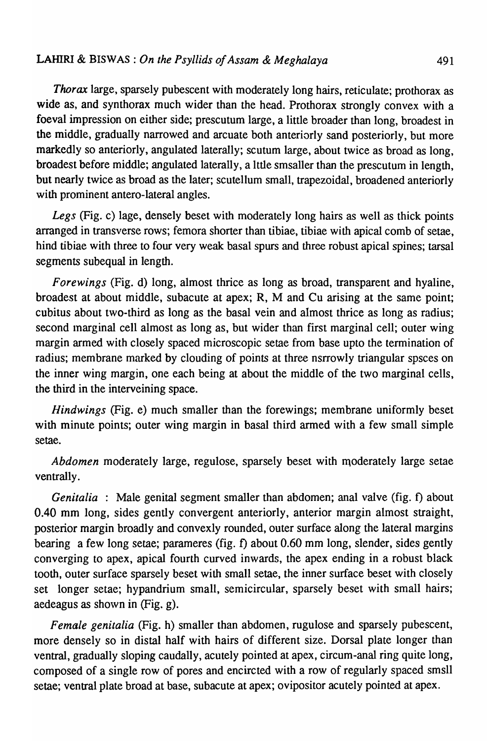*Thorax* large, sparsely pubescent with moderately long hairs, reticulate; prothorax as wide as, and synthorax much wider than the head. Prothorax strongly convex with a foeval impression on either side; prescutum large, a little broader than long, broadest in the middle, gradually narrowed and arcuate both anteriorly sand posteriorly, but more markedly so anteriorly, angulated laterally; scutum large, about twice as broad as long, broadest before middle; angulated laterally, a lttle smsaller than the prescutum in length, but nearly twice as broad as the later; scutellum small, trapezoidal, broadened anteriorly with prominent antero-lateral angles.

*Legs* (Fig. c) lage, densely beset with moderately long hairs as well as thick points arranged in transverse rows; femora shorter than tibiae, tibiae with apical comb of setae, hind tibiae with three to four very weak basal spurs and three robust apical spines; tarsal segments subequal in length.

*Forewings* (Fig. d) long, almost thrice as long as broad, transparent and hyaline, broadest at about middle, subacute at apex; R, M and Cu arising at the same point; cubitus about two-third as long as the basal vein and almost thrice as long as radius; second marginal cell almost as long as, but wider than first marginal cell; outer wing margin armed with closely spaced microscopic setae from base upto the termination of radius; membrane marked by clouding of points at three nsrrowly triangular spsces on the inner wing margin, one each being at about the middle of the two marginal cells, the third in the interveining space.

*Hindwings* (Fig. e) much smaller than the forewings; membrane uniformly beset with minute points; outer wing margin in basal third armed with a few small simple setae.

*Abdomen* moderately large, regulose, sparsely beset with moderately large setae ventrally.

*Genitalia* : Male genital segment smaller than abdomen; anal valve (fig. f) about 0.40 mm long, sides gently convergent anteriorly, anterior margin almost straight, posterior margin broadly and convexly rounded, outer surface along the lateral margins bearing a few long setae; parameres (fig. f) about 0.60 mm long, slender, sides gently converging to apex, apical fourth curved inwards, the apex ending in a robust black tooth, outer surface sparsely beset with small setae, the inner surface beset with closely set longer setae; hypandrium small, semicircular, sparsely beset with small hairs; aedeagus as shown in (Fig. g).

*Female genitalia* (Fig. h) smaller than abdomen, rugulose and sparsely pubescent, more densely so in distal half with hairs of different size. Dorsal plate longer than ventral, gradually sloping caudally, acutely pointed at apex, circum-anal ring quite long, composed of a single row of pores and encircted with a row of regularly spaced smsll setae; ventral plate broad at base, subacute at apex; ovipositor acutely pointed at apex.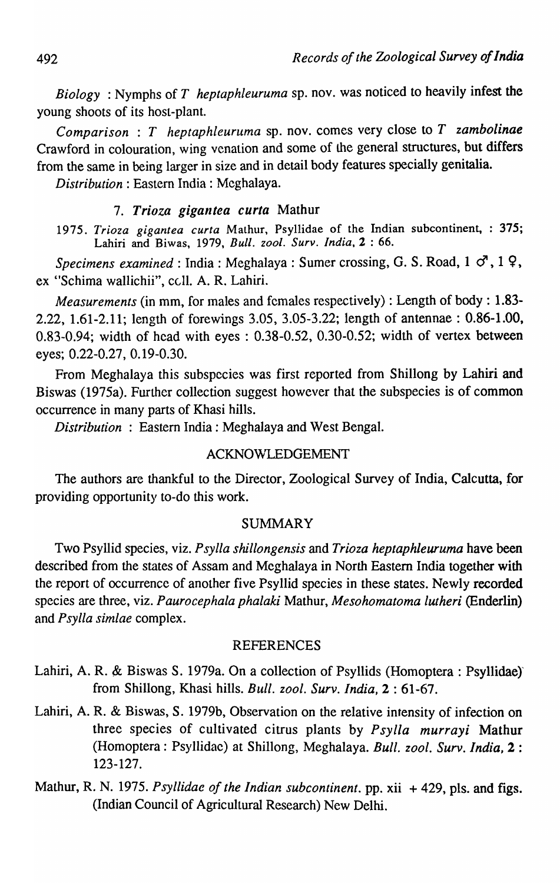*Biology* : Nymphs of *T heptaphleuruma* sp. nov. was noticed to heavily infest the young shoots of its host-plant.

*Comparison* : *T heptaphleuruma* sp. nov. comes very close to *T zambolinae* Crawford in colouration, wing venation and some of the general structures, but differs from the same in being larger in size and in detail body features specially genitalia.

*Distribution* : Eastern India : Meghalaya.

### 7. *Trioza gigantea curta* Mathur

1975. *Trioza gigantea curta* Mathur, Psyllidae of the Indian subcontinent, : 375; Lahiri and Biwas, 1979, *Bull. zool. Surv. India*, **2** : 66.

*Specimens examined* : India : Meghalaya : Sumer crossing, G. S. Road, 1 ♂, 1 ♀, ex "Schima wallichii", coll. A. R. Lahiri.

*Measurements* (in mm, for males and females respectively) : Length of body : 1.83-2.22, 1.61-2.11; length of forewings 3.05, 3.05-3.22; length of antennae : 0.86-1.00, 0.83-0.94; width of head with eyes : 0.38-0.52, 0.30-0.52; width of vertex between eyes; 0.22-0.27, 0.19-0.30.

From Meghalaya this subspecies was first reported from Shillong by Lahiri and Biswas (1975a). Further collection suggest however that the subspecies is of common occurrence in many parts of Khasi hills.

*Distribution* : Eastern India : Meghalaya and West Bengal.

## ACKNOWLEDGEMENT

The authors are thankful to the Director, Zoological Survey of India, Calcutta, for providing opportunity to-do this work.

## SUMMARY

Two Psyllid species, viz. *Psylla shillongensis* and *Trioza heptaphleuruma* have been described from the states of Assam and Meghalaya in North Eastern India together with the report of occurrence of another five Psyllid species in these states. Newly recorded species are three, viz. *Paurocephala phalaki* Mathur, *Mesohomatoma lutheri* (Enderlin) and *Psylla simlae* complex.

## REFERENCES

Lahiri, A. R. & Biswas S. 1979a. On a collection of Psyllids (Homoptera : Psyllidae) from Shillong, Khasi hills. *Bull. zool. Surv. India*, **2** : 61-67.

Lahiri, A. R. & Biswas, S. 1979b, Observation on the relative intensity of infection on three species of cultivated citrus plants by *Psylla murrayi* Mathur (Homoptera : Psyllidae) at Shillong, Meghalaya. *Bull. zool. Surv. India*, **2** : 123-127.

Mathur, R. N. 1975. *Psyllidae of the Indian subcontinent*. pp. xii + 429, pls. and figs. (Indian Council of Agricultural Research) New Delhi.